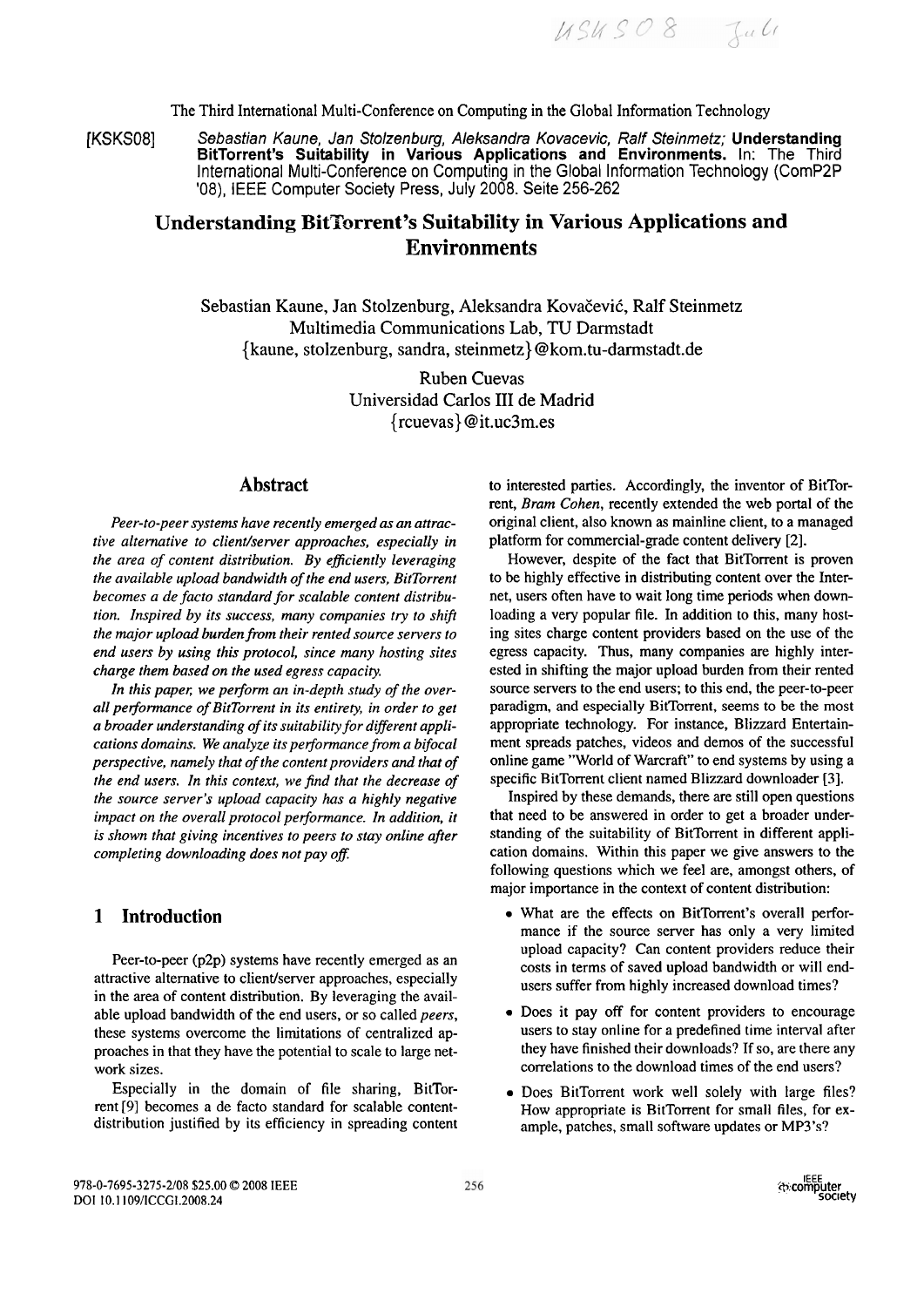The Third International Multi-Conference on Computing in the Global Information Technology

[KSKS08] *Sebastian Kaune, Jan Stolzenburg, Aleksandra Kovacevic, Ralf Steinmetz;* **Understanding BitTorrent's Suitability in Various Applications and Environments.** In: The Third International Multi-Conference on Computing in the Global Information Technology (ComP2P '08), IEEE Computer Society Press, July 2008. Seite 256-262

# Understanding BitTorrent's Suitability in Various Applications and Environments

Sebastian Kaune, Jan Stolzenburg, Aleksandra Kovačević, Ralf Steinmetz
Multimedia Communications Lab, TU Darmstadt
{kaune, stolzenburg, sandra, steinmetz}@kom.tu-darmstadt.de

Ruben Cuevas
Universidad Carlos III de Madrid
{rcuevas}@it.uc3m.es

## Abstract

*Peer-to-peer systems have recently emerged as an attractive alternative to client/server approaches, especially in the area of content distribution. By efficiently leveraging the available upload bandwidth of the end users, BitTorrent becomes a de facto standard for scalable content distribution. Inspired by its success, many companies try to shift the major upload burden from their rented source servers to end users by using this protocol, since many hosting sites charge them based on the used egress capacity.*

*In this paper, we perform an in-depth study of the overall performance of BitTorrent in its entirety, in order to get a broader understanding of its suitability for different applications domains. We analyze its performance from a bifocal perspective, namely that of the content providers and that of the end users. In this context, we find that the decrease of the source server's upload capacity has a highly negative impact on the overall protocol performance. In addition, it is shown that giving incentives to peers to stay online after completing downloading does not pay off.*

## 1 Introduction

Peer-to-peer (p2p) systems have recently emerged as an attractive alternative to client/server approaches, especially in the area of content distribution. By leveraging the available upload bandwidth of the end users, or so called *peers*, these systems overcome the limitations of centralized approaches in that they have the potential to scale to large network sizes.

Especially in the domain of file sharing, BitTorrent [9] becomes a de facto standard for scalable content-distribution justified by its efficiency in spreading content to interested parties. Accordingly, the inventor of BitTorrent, *Bram Cohen*, recently extended the web portal of the original client, also known as mainline client, to a managed platform for commercial-grade content delivery [2].

However, despite of the fact that BitTorrent is proven to be highly effective in distributing content over the Internet, users often have to wait long time periods when downloading a very popular file. In addition to this, many hosting sites charge content providers based on the use of the egress capacity. Thus, many companies are highly interested in shifting the major upload burden from their rented source servers to the end users; to this end, the peer-to-peer paradigm, and especially BitTorrent, seems to be the most appropriate technology. For instance, Blizzard Entertainment spreads patches, videos and demos of the successful online game "World of Warcraft" to end systems by using a specific BitTorrent client named Blizzard downloader [3].

Inspired by these demands, there are still open questions that need to be answered in order to get a broader understanding of the suitability of BitTorrent in different application domains. Within this paper we give answers to the following questions which we feel are, amongst others, of major importance in the context of content distribution:

- What are the effects on BitTorrent's overall performance if the source server has only a very limited upload capacity? Can content providers reduce their costs in terms of saved upload bandwidth or will end-users suffer from highly increased download times?
- Does it pay off for content providers to encourage users to stay online for a predefined time interval after they have finished their downloads? If so, are there any correlations to the download times of the end users?
- Does BitTorrent work well solely with large files? How appropriate is BitTorrent for small files, for example, patches, small software updates or MP3's?

978-0-7695-3275-2/08 $25.00 © 2008 IEEE
DOI 10.1109/ICCGI.2008.24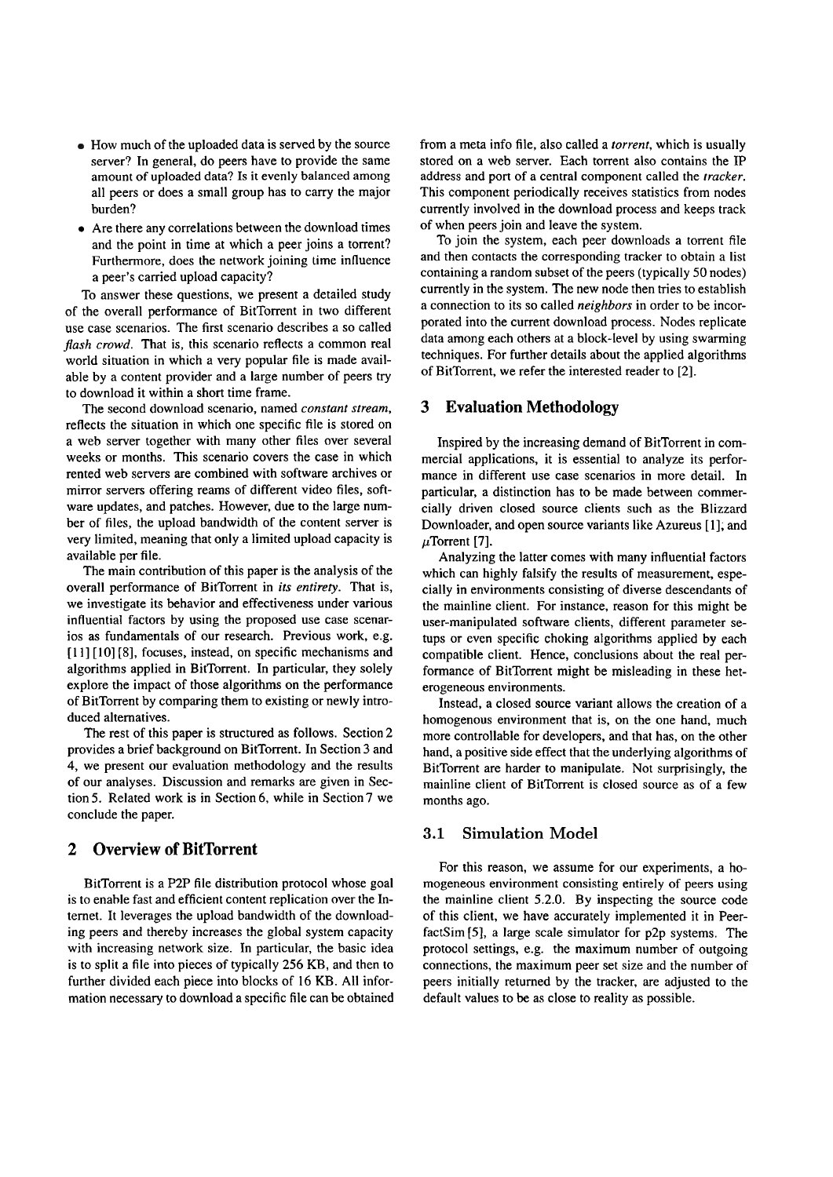- How much of the uploaded data is served by the source server? In general, do peers have to provide the same amount of uploaded data? Is it evenly balanced among all peers or does a small group has to carry the major burden?
- Are there any correlations between the download times and the point in time at which a peer joins a torrent? Furthermore, does the network joining time influence a peer's carried upload capacity?

To answer these questions, we present a detailed study of the overall performance of BitTorrent in two different use case scenarios. The first scenario describes a so called *flash crowd*. That is, this scenario reflects a common real world situation in which a very popular file is made available by a content provider and a large number of peers try to download it within a short time frame.

The second download scenario, named *constant stream*, reflects the situation in which one specific file is stored on a web server together with many other files over several weeks or months. This scenario covers the case in which rented web servers are combined with software archives or mirror servers offering reams of different video files, software updates, and patches. However, due to the large number of files, the upload bandwidth of the content server is very limited, meaning that only a limited upload capacity is available per file.

The main contribution of this paper is the analysis of the overall performance of BitTorrent in *its entirety*. That is, we investigate its behavior and effectiveness under various influential factors by using the proposed use case scenarios as fundamentals of our research. Previous work, e.g. [11] [10] [8], focuses, instead, on specific mechanisms and algorithms applied in BitTorrent. In particular, they solely explore the impact of those algorithms on the performance of BitTorrent by comparing them to existing or newly introduced alternatives.

The rest of this paper is structured as follows. Section 2 provides a brief background on BitTorrent. In Section 3 and 4, we present our evaluation methodology and the results of our analyses. Discussion and remarks are given in Section 5. Related work is in Section 6, while in Section 7 we conclude the paper.

## 2 Overview of BitTorrent

BitTorrent is a P2P file distribution protocol whose goal is to enable fast and efficient content replication over the Internet. It leverages the upload bandwidth of the downloading peers and thereby increases the global system capacity with increasing network size. In particular, the basic idea is to split a file into pieces of typically 256 KB, and then to further divided each piece into blocks of 16 KB. All information necessary to download a specific file can be obtained from a meta info file, also called a *torrent*, which is usually stored on a web server. Each torrent also contains the IP address and port of a central component called the *tracker*. This component periodically receives statistics from nodes currently involved in the download process and keeps track of when peers join and leave the system.

To join the system, each peer downloads a torrent file and then contacts the corresponding tracker to obtain a list containing a random subset of the peers (typically 50 nodes) currently in the system. The new node then tries to establish a connection to its so called *neighbors* in order to be incorporated into the current download process. Nodes replicate data among each others at a block-level by using swarming techniques. For further details about the applied algorithms of BitTorrent, we refer the interested reader to [2].

## 3 Evaluation Methodology

Inspired by the increasing demand of BitTorrent in commercial applications, it is essential to analyze its performance in different use case scenarios in more detail. In particular, a distinction has to be made between commercially driven closed source clients such as the Blizzard Downloader, and open source variants like Azureus [1]; and $\mu$Torrent [7].

Analyzing the latter comes with many influential factors which can highly falsify the results of measurement, especially in environments consisting of diverse descendants of the mainline client. For instance, reason for this might be user-manipulated software clients, different parameter setups or even specific choking algorithms applied by each compatible client. Hence, conclusions about the real performance of BitTorrent might be misleading in these heterogeneous environments.

Instead, a closed source variant allows the creation of a homogenous environment that is, on the one hand, much more controllable for developers, and that has, on the other hand, a positive side effect that the underlying algorithms of BitTorrent are harder to manipulate. Not surprisingly, the mainline client of BitTorrent is closed source as of a few months ago.

### 3.1 Simulation Model

For this reason, we assume for our experiments, a homogeneous environment consisting entirely of peers using the mainline client 5.2.0. By inspecting the source code of this client, we have accurately implemented it in PeerfactSim [5], a large scale simulator for p2p systems. The protocol settings, e.g. the maximum number of outgoing connections, the maximum peer set size and the number of peers initially returned by the tracker, are adjusted to the default values to be as close to reality as possible.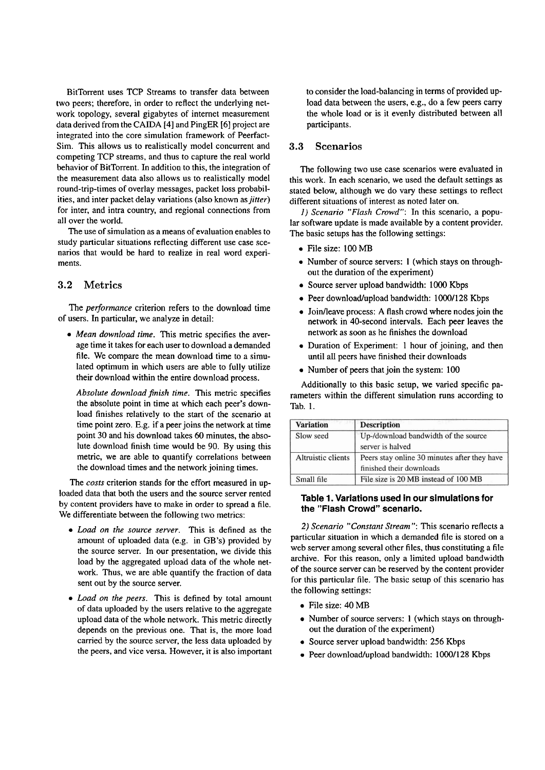BitTorrent uses TCP Streams to transfer data between two peers; therefore, in order to reflect the underlying network topology, several gigabytes of internet measurement data derived from the CAIDA [4] and PingER [6] project are integrated into the core simulation framework of Peerfact-Sim. This allows us to realistically model concurrent and competing TCP streams, and thus to capture the real world behavior of BitTorrent. In addition to this, the integration of the measurement data also allows us to realistically model round-trip-times of overlay messages, packet loss probabilities, and inter packet delay variations (also known as *jitter*) for inter, and intra country, and regional connections from all over the world.

The use of simulation as a means of evaluation enables to study particular situations reflecting different use case scenarios that would be hard to realize in real word experiments.

## 3.2 Metrics

The *performance* criterion refers to the download time of users. In particular, we analyze in detail:

- *Mean download time.* This metric specifies the average time it takes for each user to download a demanded file. We compare the mean download time to a simulated optimum in which users are able to fully utilize their download within the entire download process.

  *Absolute download finish time.* This metric specifies the absolute point in time at which each peer's download finishes relatively to the start of the scenario at time point zero. E.g. if a peer joins the network at time point 30 and his download takes 60 minutes, the absolute download finish time would be 90. By using this metric, we are able to quantify correlations between the download times and the network joining times.

The *costs* criterion stands for the effort measured in uploaded data that both the users and the source server rented by content providers have to make in order to spread a file. We differentiate between the following two metrics:

- *Load on the source server.* This is defined as the amount of uploaded data (e.g. in GB's) provided by the source server. In our presentation, we divide this load by the aggregated upload data of the whole network. Thus, we are able quantify the fraction of data sent out by the source server.
- *Load on the peers.* This is defined by total amount of data uploaded by the users relative to the aggregate upload data of the whole network. This metric directly depends on the previous one. That is, the more load carried by the source server, the less data uploaded by the peers, and vice versa. However, it is also important to consider the load-balancing in terms of provided upload data between the users, e.g., do a few peers carry the whole load or is it evenly distributed between all participants.

## 3.3 Scenarios

The following two use case scenarios were evaluated in this work. In each scenario, we used the default settings as stated below, although we do vary these settings to reflect different situations of interest as noted later on.

*1) Scenario "Flash Crowd":* In this scenario, a popular software update is made available by a content provider. The basic setups has the following settings:

- File size: 100 MB
- Number of source servers: 1 (which stays on throughout the duration of the experiment)
- Source server upload bandwidth: 1000 Kbps
- Peer download/upload bandwidth: 1000/128 Kbps
- Join/leave process: A flash crowd where nodes join the network in 40-second intervals. Each peer leaves the network as soon as he finishes the download
- Duration of Experiment: 1 hour of joining, and then until all peers have finished their downloads
- Number of peers that join the system: 100

Additionally to this basic setup, we varied specific parameters within the different simulation runs according to Tab. 1.

| Variation | Description |
|---|---|
| Slow seed | Up-/download bandwidth of the source server is halved |
| Altruistic clients | Peers stay online 30 minutes after they have finished their downloads |
| Small file | File size is 20 MB instead of 100 MB |

**Table 1. Variations used in our simulations for the "Flash Crowd" scenario.**

*2) Scenario "Constant Stream":* This scenario reflects a particular situation in which a demanded file is stored on a web server among several other files, thus constituting a file archive. For this reason, only a limited upload bandwidth of the source server can be reserved by the content provider for this particular file. The basic setup of this scenario has the following settings:

- File size: 40 MB
- Number of source servers: 1 (which stays on throughout the duration of the experiment)
- Source server upload bandwidth: 256 Kbps
- Peer download/upload bandwidth: 1000/128 Kbps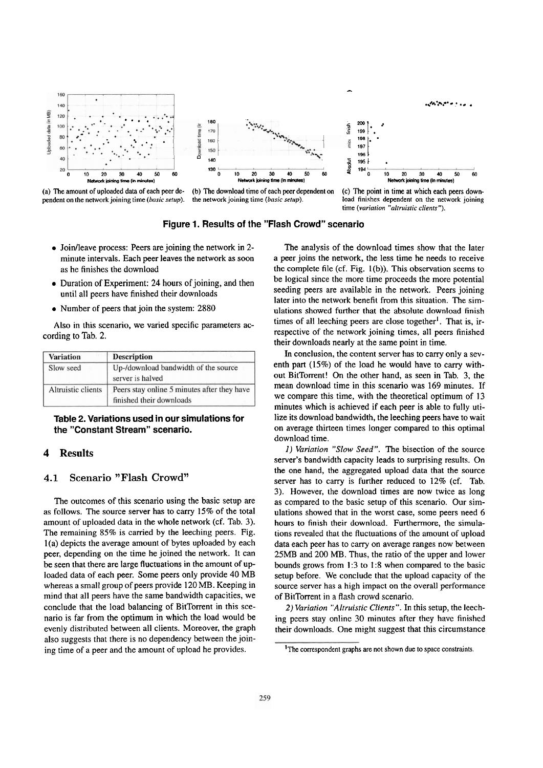(a) The amount of uploaded data of each peer dependent on the network joining time (*basic setup*).

(b) The download time of each peer dependent on the network joining time (*basic setup*).

(c) The point in time at which each peers download finishes dependent on the network joining time (*variation "altruistic clients"*).

**Figure 1. Results of the "Flash Crowd" scenario**

- Join/leave process: Peers are joining the network in 2-minute intervals. Each peer leaves the network as soon as he finishes the download
- Duration of Experiment: 24 hours of joining, and then until all peers have finished their downloads
- Number of peers that join the system: 2880

Also in this scenario, we varied specific parameters according to Tab. 2.

| Variation | Description |
|---|---|
| Slow seed | Up-/download bandwidth of the source server is halved |
| Altruistic clients | Peers stay online 5 minutes after they have finished their downloads |

**Table 2. Variations used in our simulations for the "Constant Stream" scenario.**

## 4 Results

### 4.1 Scenario "Flash Crowd"

The outcomes of this scenario using the basic setup are as follows. The source server has to carry 15% of the total amount of uploaded data in the whole network (cf. Tab. 3). The remaining 85% is carried by the leeching peers. Fig. 1(a) depicts the average amount of bytes uploaded by each peer, depending on the time he joined the network. It can be seen that there are large fluctuations in the amount of uploaded data of each peer. Some peers only provide 40 MB whereas a small group of peers provide 120 MB. Keeping in mind that all peers have the same bandwidth capacities, we conclude that the load balancing of BitTorrent in this scenario is far from the optimum in which the load would be evenly distributed between all clients. Moreover, the graph also suggests that there is no dependency between the joining time of a peer and the amount of upload he provides.

The analysis of the download times show that the later a peer joins the network, the less time he needs to receive the complete file (cf. Fig. 1(b)). This observation seems to be logical since the more time proceeds the more potential seeding peers are available in the network. Peers joining later into the network benefit from this situation. The simulations showed further that the absolute download finish times of all leeching peers are close together[1]. That is, irrespective of the network joining times, all peers finished their downloads nearly at the same point in time.

In conclusion, the content server has to carry only a seventh part (15%) of the load he would have to carry without BitTorrent! On the other hand, as seen in Tab. 3, the mean download time in this scenario was 169 minutes. If we compare this time, with the theoretical optimum of 13 minutes which is achieved if each peer is able to fully utilize its download bandwidth, the leeching peers have to wait on average thirteen times longer compared to this optimal download time.

*1) Variation "Slow Seed".* The bisection of the source server's bandwidth capacity leads to surprising results. On the one hand, the aggregated upload data that the source server has to carry is further reduced to 12% (cf. Tab. 3). However, the download times are now twice as long as compared to the basic setup of this scenario. Our simulations showed that in the worst case, some peers need 6 hours to finish their download. Furthermore, the simulations revealed that the fluctuations of the amount of upload data each peer has to carry on average ranges now between 25MB and 200 MB. Thus, the ratio of the upper and lower bounds grows from 1:3 to 1:8 when compared to the basic setup before. We conclude that the upload capacity of the source server has a high impact on the overall performance of BitTorrent in a flash crowd scenario.

*2) Variation "Altruistic Clients".* In this setup, the leeching peers stay online 30 minutes after they have finished their downloads. One might suggest that this circumstance

[1] The correspondent graphs are not shown due to space constraints.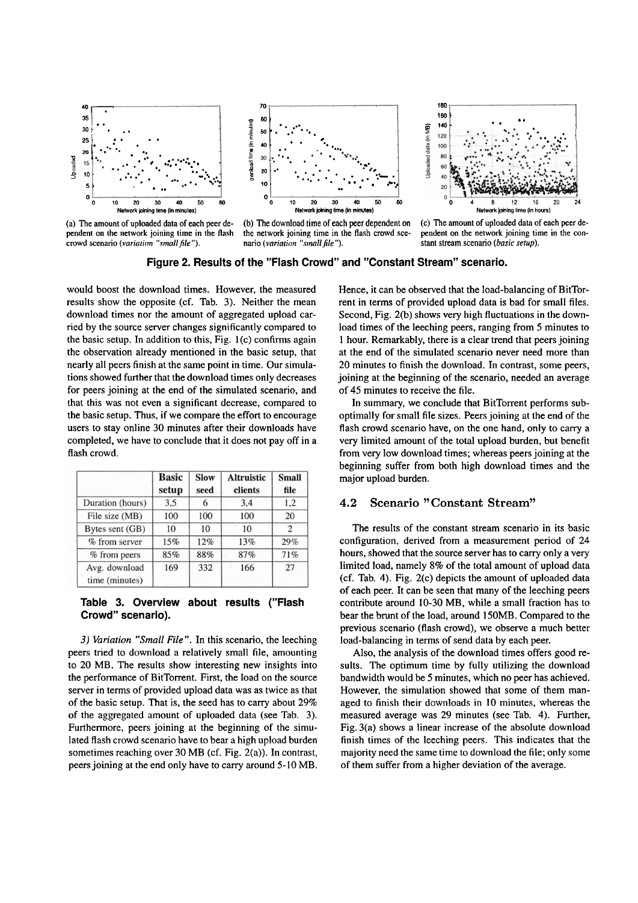(a) The amount of uploaded data of each peer dependent on the network joining time in the flash crowd scenario (*variation "small file"*).

(b) The download time of each peer dependent on the network joining time in the flash crowd scenario (*variation "small file"*).

(c) The amount of uploaded data of each peer dependent on the network joining time in the constant stream scenario (*basic setup*).

**Figure 2. Results of the "Flash Crowd" and "Constant Stream" scenario.**

would boost the download times. However, the measured results show the opposite (cf. Tab. 3). Neither the mean download times nor the amount of aggregated upload carried by the source server changes significantly compared to the basic setup. In addition to this, Fig. 1(c) confirms again the observation already mentioned in the basic setup, that nearly all peers finish at the same point in time. Our simulations showed further that the download times only decreases for peers joining at the end of the simulated scenario, and that this was not even a significant decrease, compared to the basic setup. Thus, if we compare the effort to encourage users to stay online 30 minutes after their downloads have completed, we have to conclude that it does not pay off in a flash crowd.

| | Basic setup | Slow seed | Altruistic clients | Small file |
|---|---|---|---|---|
| Duration (hours) | 3,5 | 6 | 3,4 | 1,2 |
| File size (MB) | 100 | 100 | 100 | 20 |
| Bytes sent (GB) | 10 | 10 | 10 | 2 |
| % from server | 15% | 12% | 13% | 29% |
| % from peers | 85% | 88% | 87% | 71% |
| Avg. download time (minutes) | 169 | 332 | 166 | 27 |

**Table 3. Overview about results ("Flash Crowd" scenario).**

*3) Variation "Small File".* In this scenario, the leeching peers tried to download a relatively small file, amounting to 20 MB. The results show interesting new insights into the performance of BitTorrent. First, the load on the source server in terms of provided upload data was as twice as that of the basic setup. That is, the seed has to carry about 29% of the aggregated amount of uploaded data (see Tab. 3). Furthermore, peers joining at the beginning of the simulated flash crowd scenario have to bear a high upload burden sometimes reaching over 30 MB (cf. Fig. 2(a)). In contrast, peers joining at the end only have to carry around 5-10 MB. Hence, it can be observed that the load-balancing of BitTorrent in terms of provided upload data is bad for small files. Second, Fig. 2(b) shows very high fluctuations in the download times of the leeching peers, ranging from 5 minutes to 1 hour. Remarkably, there is a clear trend that peers joining at the end of the simulated scenario never need more than 20 minutes to finish the download. In contrast, some peers, joining at the beginning of the scenario, needed an average of 45 minutes to receive the file.

In summary, we conclude that BitTorrent performs suboptimally for small file sizes. Peers joining at the end of the flash crowd scenario have, on the one hand, only to carry a very limited amount of the total upload burden, but benefit from very low download times; whereas peers joining at the beginning suffer from both high download times and the major upload burden.

### 4.2 Scenario "Constant Stream"

The results of the constant stream scenario in its basic configuration, derived from a measurement period of 24 hours, showed that the source server has to carry only a very limited load, namely 8% of the total amount of upload data (cf. Tab. 4). Fig. 2(c) depicts the amount of uploaded data of each peer. It can be seen that many of the leeching peers contribute around 10-30 MB, while a small fraction has to bear the brunt of the load, around 150MB. Compared to the previous scenario (flash crowd), we observe a much better load-balancing in terms of send data by each peer.

Also, the analysis of the download times offers good results. The optimum time by fully utilizing the download bandwidth would be 5 minutes, which no peer has achieved. However, the simulation showed that some of them managed to finish their downloads in 10 minutes, whereas the measured average was 29 minutes (see Tab. 4). Further, Fig. 3(a) shows a linear increase of the absolute download finish times of the leeching peers. This indicates that the majority need the same time to download the file; only some of them suffer from a higher deviation of the average.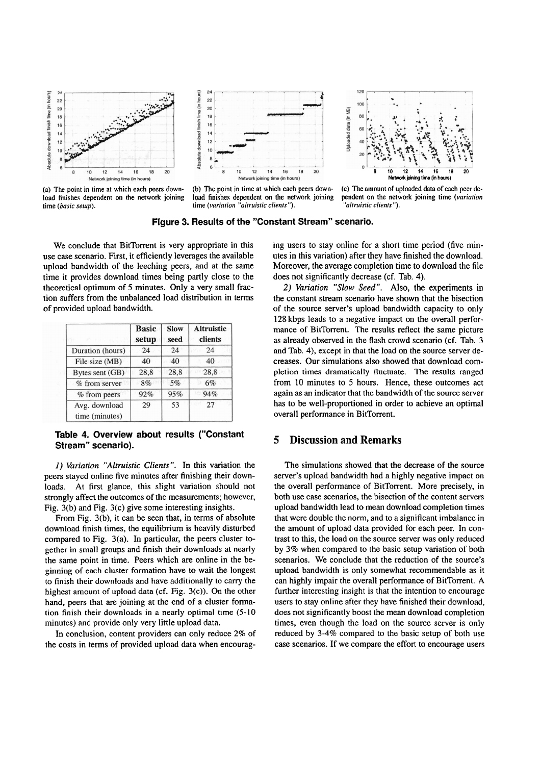(a) The point in time at which each peers download finishes dependent on the network joining time (*basic setup*).

(b) The point in time at which each peers download finishes dependent on the network joining time (*variation "altruistic clients"*).

(c) The amount of uploaded data of each peer dependent on the network joining time (*variation "altruistic clients"*).

**Figure 3. Results of the "Constant Stream" scenario.**

We conclude that BitTorrent is very appropriate in this use case scenario. First, it efficiently leverages the available upload bandwidth of the leeching peers, and at the same time it provides download times being partly close to the theoretical optimum of 5 minutes. Only a very small fraction suffers from the unbalanced load distribution in terms of provided upload bandwidth.

| | Basic setup | Slow seed | Altruistic clients |
|---|---|---|---|
| Duration (hours) | 24 | 24 | 24 |
| File size (MB) | 40 | 40 | 40 |
| Bytes sent (GB) | 28,8 | 28,8 | 28,8 |
| % from server | 8% | 5% | 6% |
| % from peers | 92% | 95% | 94% |
| Avg. download time (minutes) | 29 | 53 | 27 |

**Table 4. Overview about results ("Constant Stream" scenario).**

*1) Variation "Altruistic Clients".* In this variation the peers stayed online five minutes after finishing their downloads. At first glance, this slight variation should not strongly affect the outcomes of the measurements; however, Fig. 3(b) and Fig. 3(c) give some interesting insights.

From Fig. 3(b), it can be seen that, in terms of absolute download finish times, the equilibrium is heavily disturbed compared to Fig. 3(a). In particular, the peers cluster together in small groups and finish their downloads at nearly the same point in time. Peers which are online in the beginning of each cluster formation have to wait the longest to finish their downloads and have additionally to carry the highest amount of upload data (cf. Fig. 3(c)). On the other hand, peers that are joining at the end of a cluster formation finish their downloads in a nearly optimal time (5-10 minutes) and provide only very little upload data.

In conclusion, content providers can only reduce 2% of the costs in terms of provided upload data when encouraging users to stay online for a short time period (five minutes in this variation) after they have finished the download. Moreover, the average completion time to download the file does not significantly decrease (cf. Tab. 4).

*2) Variation "Slow Seed".* Also, the experiments in the constant stream scenario have shown that the bisection of the source server's upload bandwidth capacity to only 128 kbps leads to a negative impact on the overall performance of BitTorrent. The results reflect the same picture as already observed in the flash crowd scenario (cf. Tab. 3 and Tab. 4), except in that the load on the source server decreases. Our simulations also showed that download completion times dramatically fluctuate. The results ranged from 10 minutes to 5 hours. Hence, these outcomes act again as an indicator that the bandwidth of the source server has to be well-proportioned in order to achieve an optimal overall performance in BitTorrent.

## 5 Discussion and Remarks

The simulations showed that the decrease of the source server's upload bandwidth had a highly negative impact on the overall performance of BitTorrent. More precisely, in both use case scenarios, the bisection of the content servers upload bandwidth lead to mean download completion times that were double the norm, and to a significant imbalance in the amount of upload data provided for each peer. In contrast to this, the load on the source server was only reduced by 3% when compared to the basic setup variation of both scenarios. We conclude that the reduction of the source's upload bandwidth is only somewhat recommendable as it can highly impair the overall performance of BitTorrent. A further interesting insight is that the intention to encourage users to stay online after they have finished their download, does not significantly boost the mean download completion times, even though the load on the source server is only reduced by 3-4% compared to the basic setup of both use case scenarios. If we compare the effort to encourage users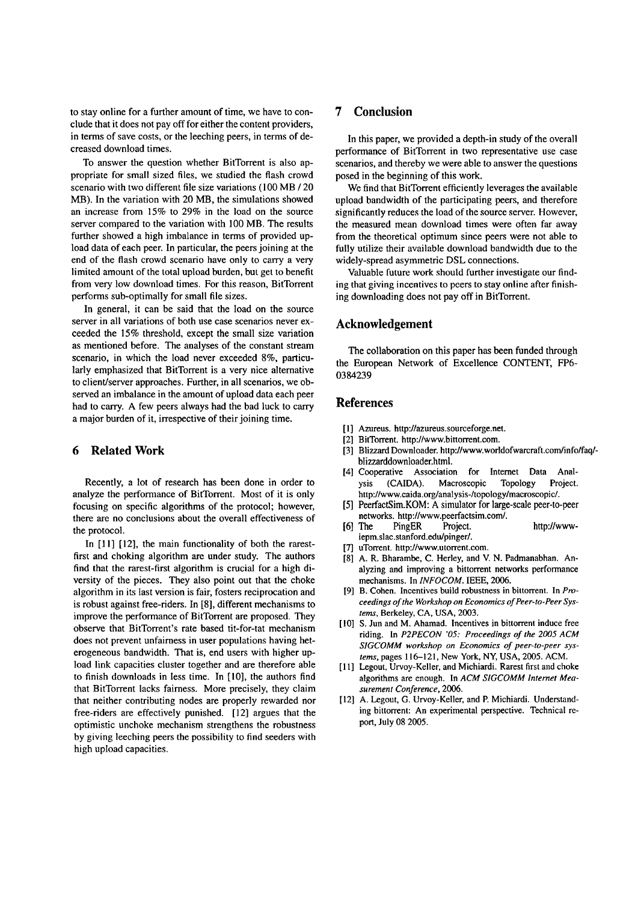to stay online for a further amount of time, we have to conclude that it does not pay off for either the content providers, in terms of save costs, or the leeching peers, in terms of decreased download times.

To answer the question whether BitTorrent is also appropriate for small sized files, we studied the flash crowd scenario with two different file size variations (100 MB / 20 MB). In the variation with 20 MB, the simulations showed an increase from 15% to 29% in the load on the source server compared to the variation with 100 MB. The results further showed a high imbalance in terms of provided upload data of each peer. In particular, the peers joining at the end of the flash crowd scenario have only to carry a very limited amount of the total upload burden, but get to benefit from very low download times. For this reason, BitTorrent performs sub-optimally for small file sizes.

In general, it can be said that the load on the source server in all variations of both use case scenarios never exceeded the 15% threshold, except the small size variation as mentioned before. The analyses of the constant stream scenario, in which the load never exceeded 8%, particularly emphasized that BitTorrent is a very nice alternative to client/server approaches. Further, in all scenarios, we observed an imbalance in the amount of upload data each peer had to carry. A few peers always had the bad luck to carry a major burden of it, irrespective of their joining time.

## 6 Related Work

Recently, a lot of research has been done in order to analyze the performance of BitTorrent. Most of it is only focusing on specific algorithms of the protocol; however, there are no conclusions about the overall effectiveness of the protocol.

In [11] [12], the main functionality of both the rarest-first and choking algorithm are under study. The authors find that the rarest-first algorithm is crucial for a high diversity of the pieces. They also point out that the choke algorithm in its last version is fair, fosters reciprocation and is robust against free-riders. In [8], different mechanisms to improve the performance of BitTorrent are proposed. They observe that BitTorrent's rate based tit-for-tat mechanism does not prevent unfairness in user populations having heterogeneous bandwidth. That is, end users with higher upload link capacities cluster together and are therefore able to finish downloads in less time. In [10], the authors find that BitTorrent lacks fairness. More precisely, they claim that neither contributing nodes are properly rewarded nor free-riders are effectively punished. [12] argues that the optimistic unchoke mechanism strengthens the robustness by giving leeching peers the possibility to find seeders with high upload capacities.

## 7 Conclusion

In this paper, we provided a depth-in study of the overall performance of BitTorrent in two representative use case scenarios, and thereby we were able to answer the questions posed in the beginning of this work.

We find that BitTorrent efficiently leverages the available upload bandwidth of the participating peers, and therefore significantly reduces the load of the source server. However, the measured mean download times were often far away from the theoretical optimum since peers were not able to fully utilize their available download bandwidth due to the widely-spread asymmetric DSL connections.

Valuable future work should further investigate our finding that giving incentives to peers to stay online after finishing downloading does not pay off in BitTorrent.

## Acknowledgement

The collaboration on this paper has been funded through the European Network of Excellence CONTENT, FP6-0384239

## References

[1] Azureus. http://azureus.sourceforge.net.

[2] BitTorrent. http://www.bittorrent.com.

[3] Blizzard Downloader. http://www.worldofwarcraft.com/info/faq/-blizzarddownloader.html.

[4] Cooperative Association for Internet Data Analysis (CAIDA). Macroscopic Topology Project. http://www.caida.org/analysis-/topology/macroscopic/.

[5] PeerfactSim.KOM: A simulator for large-scale peer-to-peer networks. http://www.peerfactsim.com/.

[6] The PingER Project. http://www-iepm.slac.stanford.edu/pinger/.

[7] uTorrent. http://www.utorrent.com.

[8] A. R. Bharambe, C. Herley, and V. N. Padmanabhan. Analyzing and improving a bittorrent networks performance mechanisms. In *INFOCOM*. IEEE, 2006.

[9] B. Cohen. Incentives build robustness in bittorrent. In *Proceedings of the Workshop on Economics of Peer-to-Peer Systems*, Berkeley, CA, USA, 2003.

[10] S. Jun and M. Ahamad. Incentives in bittorrent induce free riding. In *P2PECON '05: Proceedings of the 2005 ACM SIGCOMM workshop on Economics of peer-to-peer systems*, pages 116–121, New York, NY, USA, 2005. ACM.

[11] Legout, Urvoy-Keller, and Michiardi. Rarest first and choke algorithms are enough. In *ACM SIGCOMM Internet Measurement Conference*, 2006.

[12] A. Legout, G. Urvoy-Keller, and P. Michiardi. Understanding bittorrent: An experimental perspective. Technical report, July 08 2005.